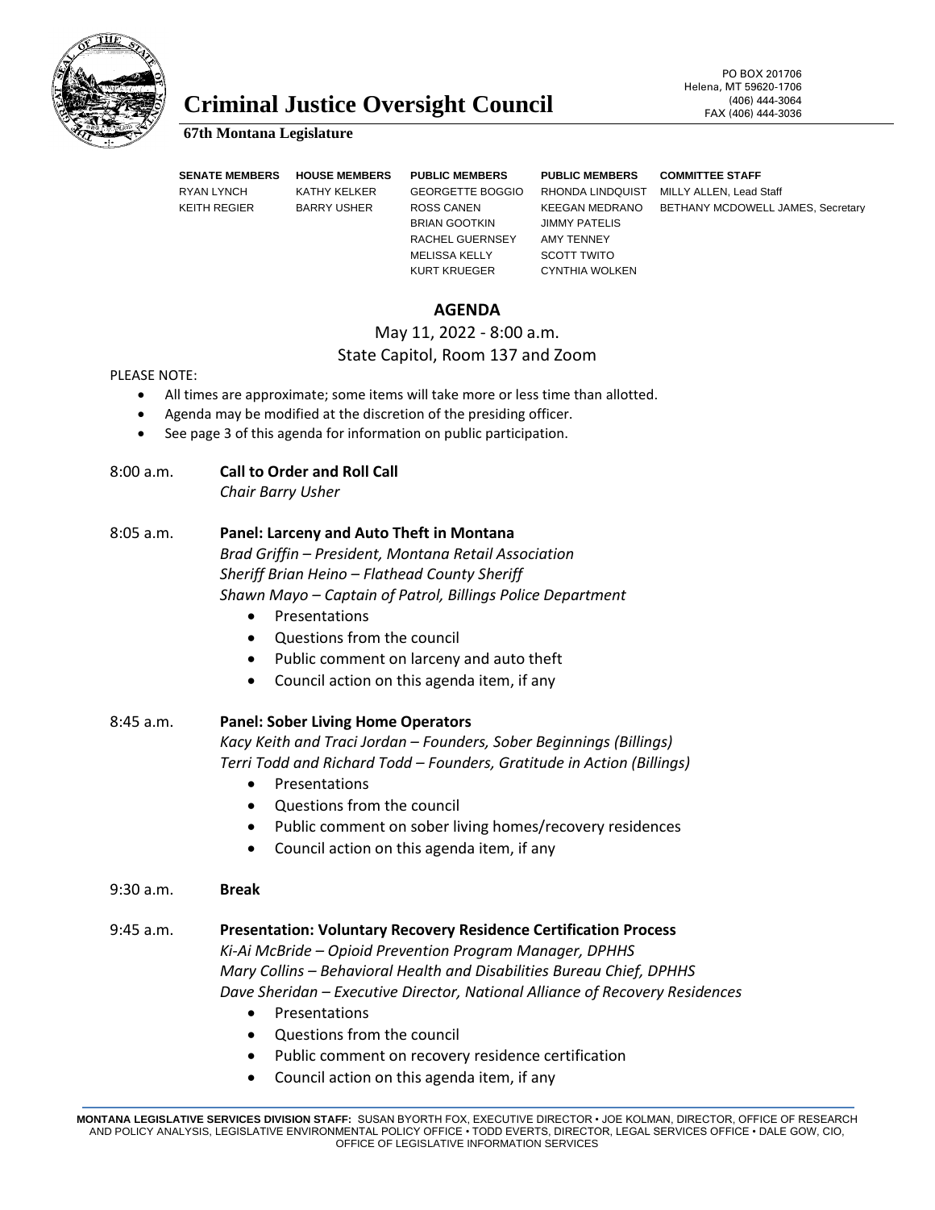# Criminal Justice Oversight Council

**67th Montana Legislature**

PO BOX 201706
Helena, MT 59620-1706
(406) 444-3064
FAX (406) 444-3036

| SENATE MEMBERS | HOUSE MEMBERS | PUBLIC MEMBERS | PUBLIC MEMBERS | COMMITTEE STAFF |
|---|---|---|---|---|
| RYAN LYNCH | KATHY KELKER | GEORGETTE BOGGIO | RHONDA LINDQUIST | MILLY ALLEN, Lead Staff |
| KEITH REGIER | BARRY USHER | ROSS CANEN | KEEGAN MEDRANO | BETHANY MCDOWELL JAMES, Secretary |
| | | BRIAN GOOTKIN | JIMMY PATELIS | |
| | | RACHEL GUERNSEY | AMY TENNEY | |
| | | MELISSA KELLY | SCOTT TWITO | |
| | | KURT KRUEGER | CYNTHIA WOLKEN | |

## AGENDA

May 11, 2022 - 8:00 a.m.
State Capitol, Room 137 and Zoom

PLEASE NOTE:

- All times are approximate; some items will take more or less time than allotted.
- Agenda may be modified at the discretion of the presiding officer.
- See page 3 of this agenda for information on public participation.

8:00 a.m. **Call to Order and Roll Call**
*Chair Barry Usher*

8:05 a.m. **Panel: Larceny and Auto Theft in Montana**
*Brad Griffin – President, Montana Retail Association*
*Sheriff Brian Heino – Flathead County Sheriff*
*Shawn Mayo – Captain of Patrol, Billings Police Department*

- Presentations
- Questions from the council
- Public comment on larceny and auto theft
- Council action on this agenda item, if any

8:45 a.m. **Panel: Sober Living Home Operators**
*Kacy Keith and Traci Jordan – Founders, Sober Beginnings (Billings)*
*Terri Todd and Richard Todd – Founders, Gratitude in Action (Billings)*

- Presentations
- Questions from the council
- Public comment on sober living homes/recovery residences
- Council action on this agenda item, if any

9:30 a.m. **Break**

9:45 a.m. **Presentation: Voluntary Recovery Residence Certification Process**
*Ki-Ai McBride – Opioid Prevention Program Manager, DPHHS*
*Mary Collins – Behavioral Health and Disabilities Bureau Chief, DPHHS*
*Dave Sheridan – Executive Director, National Alliance of Recovery Residences*

- Presentations
- Questions from the council
- Public comment on recovery residence certification
- Council action on this agenda item, if any

**MONTANA LEGISLATIVE SERVICES DIVISION STAFF:** SUSAN BYORTH FOX, EXECUTIVE DIRECTOR • JOE KOLMAN, DIRECTOR, OFFICE OF RESEARCH AND POLICY ANALYSIS, LEGISLATIVE ENVIRONMENTAL POLICY OFFICE • TODD EVERTS, DIRECTOR, LEGAL SERVICES OFFICE • DALE GOW, CIO, OFFICE OF LEGISLATIVE INFORMATION SERVICES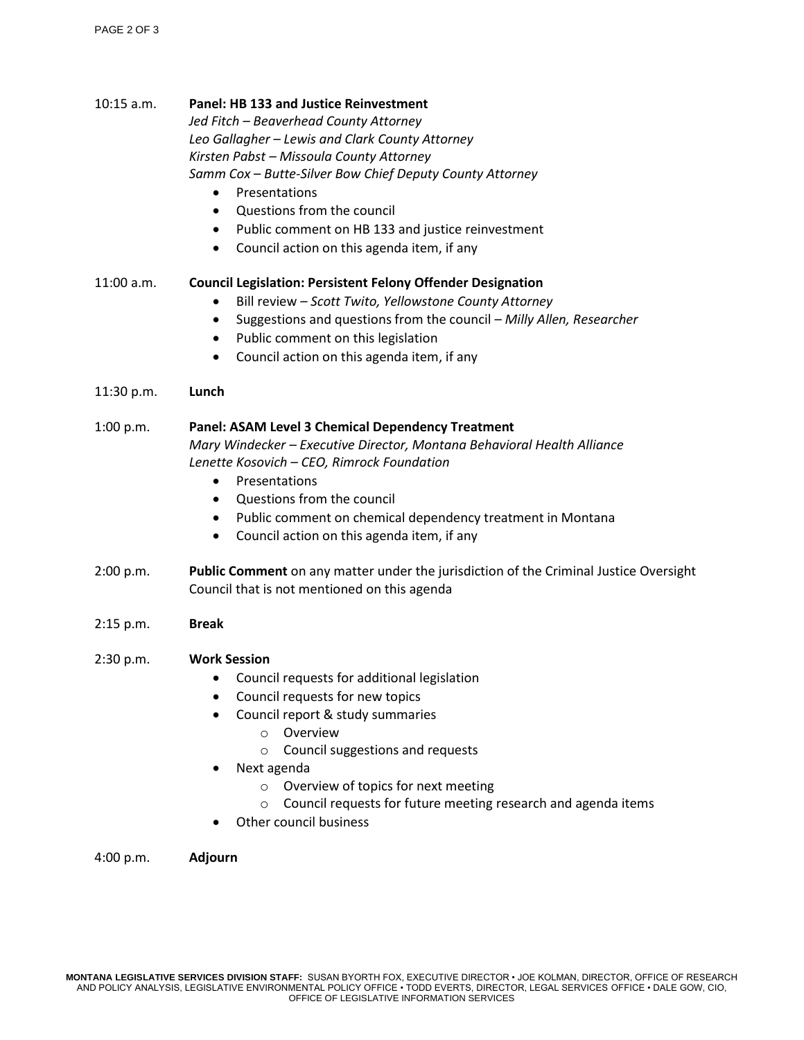10:15 a.m. **Panel: HB 133 and Justice Reinvestment**
*Jed Fitch – Beaverhead County Attorney*
*Leo Gallagher – Lewis and Clark County Attorney*
*Kirsten Pabst – Missoula County Attorney*
*Samm Cox – Butte-Silver Bow Chief Deputy County Attorney*

- Presentations
- Questions from the council
- Public comment on HB 133 and justice reinvestment
- Council action on this agenda item, if any

11:00 a.m. **Council Legislation: Persistent Felony Offender Designation**

- Bill review – *Scott Twito, Yellowstone County Attorney*
- Suggestions and questions from the council – *Milly Allen, Researcher*
- Public comment on this legislation
- Council action on this agenda item, if any

11:30 p.m. **Lunch**

1:00 p.m. **Panel: ASAM Level 3 Chemical Dependency Treatment**
*Mary Windecker – Executive Director, Montana Behavioral Health Alliance*
*Lenette Kosovich – CEO, Rimrock Foundation*

- Presentations
- Questions from the council
- Public comment on chemical dependency treatment in Montana
- Council action on this agenda item, if any

2:00 p.m. **Public Comment** on any matter under the jurisdiction of the Criminal Justice Oversight Council that is not mentioned on this agenda

2:15 p.m. **Break**

2:30 p.m. **Work Session**

- Council requests for additional legislation
- Council requests for new topics
- Council report & study summaries
  - Overview
  - Council suggestions and requests
- Next agenda
  - Overview of topics for next meeting
  - Council requests for future meeting research and agenda items
- Other council business

4:00 p.m. **Adjourn**

**MONTANA LEGISLATIVE SERVICES DIVISION STAFF:** SUSAN BYORTH FOX, EXECUTIVE DIRECTOR • JOE KOLMAN, DIRECTOR, OFFICE OF RESEARCH AND POLICY ANALYSIS, LEGISLATIVE ENVIRONMENTAL POLICY OFFICE • TODD EVERTS, DIRECTOR, LEGAL SERVICES OFFICE • DALE GOW, CIO, OFFICE OF LEGISLATIVE INFORMATION SERVICES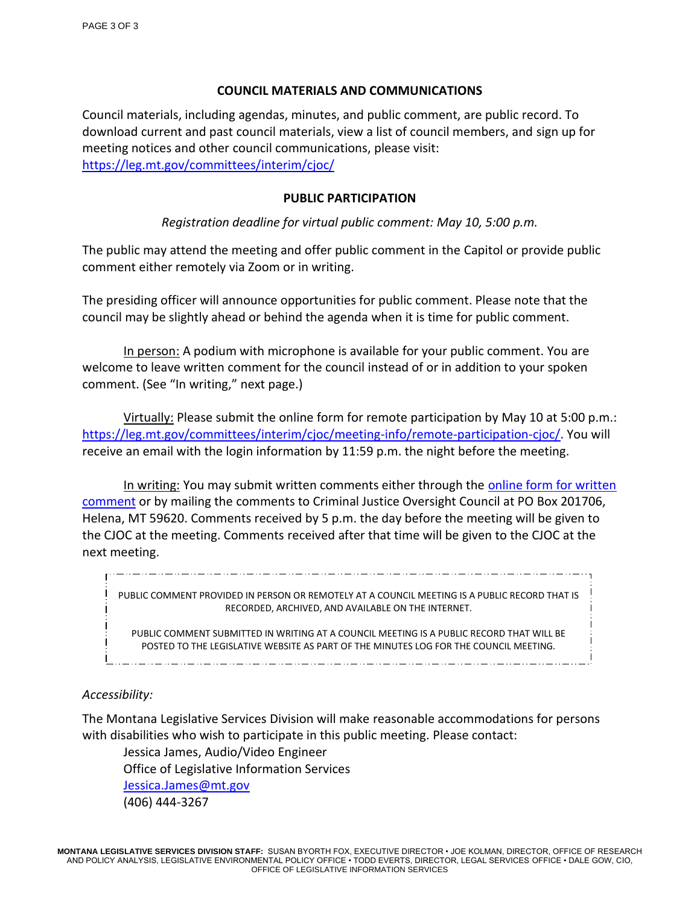## COUNCIL MATERIALS AND COMMUNICATIONS

Council materials, including agendas, minutes, and public comment, are public record. To download current and past council materials, view a list of council members, and sign up for meeting notices and other council communications, please visit: https://leg.mt.gov/committees/interim/cjoc/

## PUBLIC PARTICIPATION

*Registration deadline for virtual public comment: May 10, 5:00 p.m.*

The public may attend the meeting and offer public comment in the Capitol or provide public comment either remotely via Zoom or in writing.

The presiding officer will announce opportunities for public comment. Please note that the council may be slightly ahead or behind the agenda when it is time for public comment.

In person: A podium with microphone is available for your public comment. You are welcome to leave written comment for the council instead of or in addition to your spoken comment. (See "In writing," next page.)

Virtually: Please submit the online form for remote participation by May 10 at 5:00 p.m.: https://leg.mt.gov/committees/interim/cjoc/meeting-info/remote-participation-cjoc/. You will receive an email with the login information by 11:59 p.m. the night before the meeting.

In writing: You may submit written comments either through the online form for written comment or by mailing the comments to Criminal Justice Oversight Council at PO Box 201706, Helena, MT 59620. Comments received by 5 p.m. the day before the meeting will be given to the CJOC at the meeting. Comments received after that time will be given to the CJOC at the next meeting.

PUBLIC COMMENT PROVIDED IN PERSON OR REMOTELY AT A COUNCIL MEETING IS A PUBLIC RECORD THAT IS RECORDED, ARCHIVED, AND AVAILABLE ON THE INTERNET.

PUBLIC COMMENT SUBMITTED IN WRITING AT A COUNCIL MEETING IS A PUBLIC RECORD THAT WILL BE POSTED TO THE LEGISLATIVE WEBSITE AS PART OF THE MINUTES LOG FOR THE COUNCIL MEETING.

*Accessibility:*

The Montana Legislative Services Division will make reasonable accommodations for persons with disabilities who wish to participate in this public meeting. Please contact:

Jessica James, Audio/Video Engineer
Office of Legislative Information Services
Jessica.James@mt.gov
(406) 444-3267

**MONTANA LEGISLATIVE SERVICES DIVISION STAFF:** SUSAN BYORTH FOX, EXECUTIVE DIRECTOR • JOE KOLMAN, DIRECTOR, OFFICE OF RESEARCH AND POLICY ANALYSIS, LEGISLATIVE ENVIRONMENTAL POLICY OFFICE • TODD EVERTS, DIRECTOR, LEGAL SERVICES OFFICE • DALE GOW, CIO, OFFICE OF LEGISLATIVE INFORMATION SERVICES